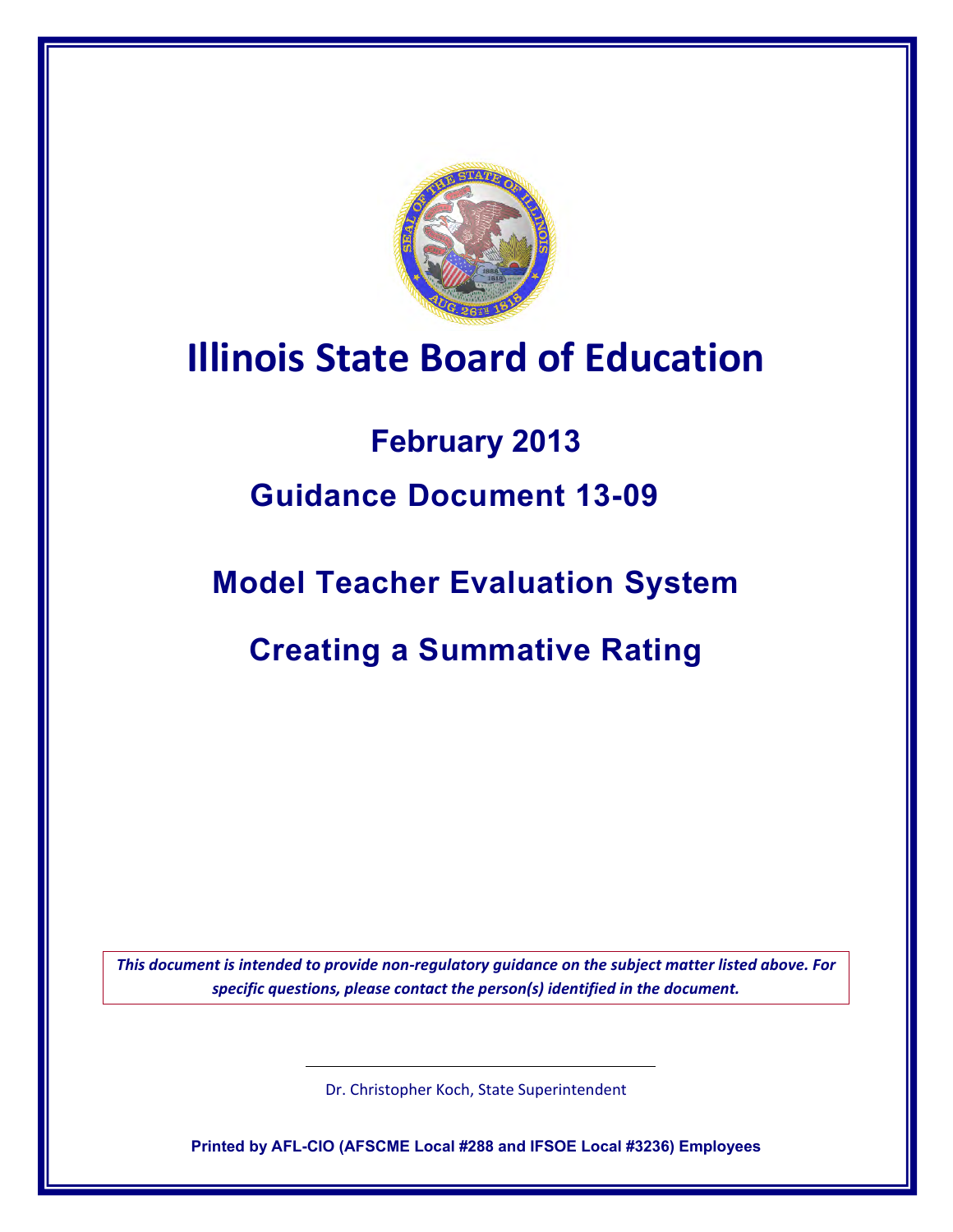# Illinois State Board of Education

## February 2013

## Guidance Document 13-09

## Model Teacher Evaluation System

## Creating a Summative Rating

*This document is intended to provide non-regulatory guidance on the subject matter listed above. For specific questions, please contact the person(s) identified in the document.*

Dr. Christopher Koch, State Superintendent

**Printed by AFL-CIO (AFSCME Local #288 and IFSOE Local #3236) Employees**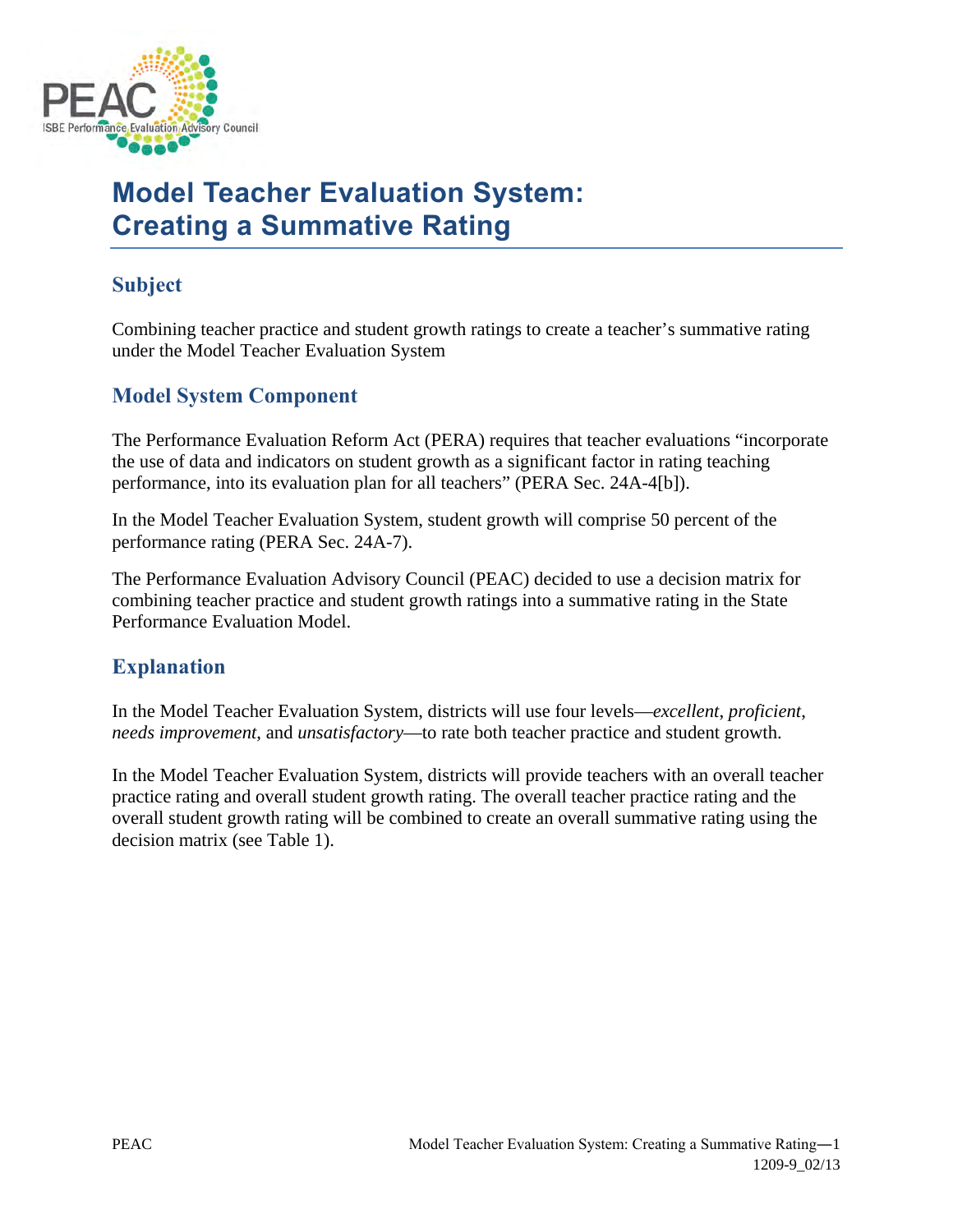# Model Teacher Evaluation System: Creating a Summative Rating

## Subject

Combining teacher practice and student growth ratings to create a teacher's summative rating under the Model Teacher Evaluation System

## Model System Component

The Performance Evaluation Reform Act (PERA) requires that teacher evaluations "incorporate the use of data and indicators on student growth as a significant factor in rating teaching performance, into its evaluation plan for all teachers" (PERA Sec. 24A-4[b]).

In the Model Teacher Evaluation System, student growth will comprise 50 percent of the performance rating (PERA Sec. 24A-7).

The Performance Evaluation Advisory Council (PEAC) decided to use a decision matrix for combining teacher practice and student growth ratings into a summative rating in the State Performance Evaluation Model.

## Explanation

In the Model Teacher Evaluation System, districts will use four levels—*excellent*, *proficient*, *needs improvement*, and *unsatisfactory*—to rate both teacher practice and student growth.

In the Model Teacher Evaluation System, districts will provide teachers with an overall teacher practice rating and overall student growth rating. The overall teacher practice rating and the overall student growth rating will be combined to create an overall summative rating using the decision matrix (see Table 1).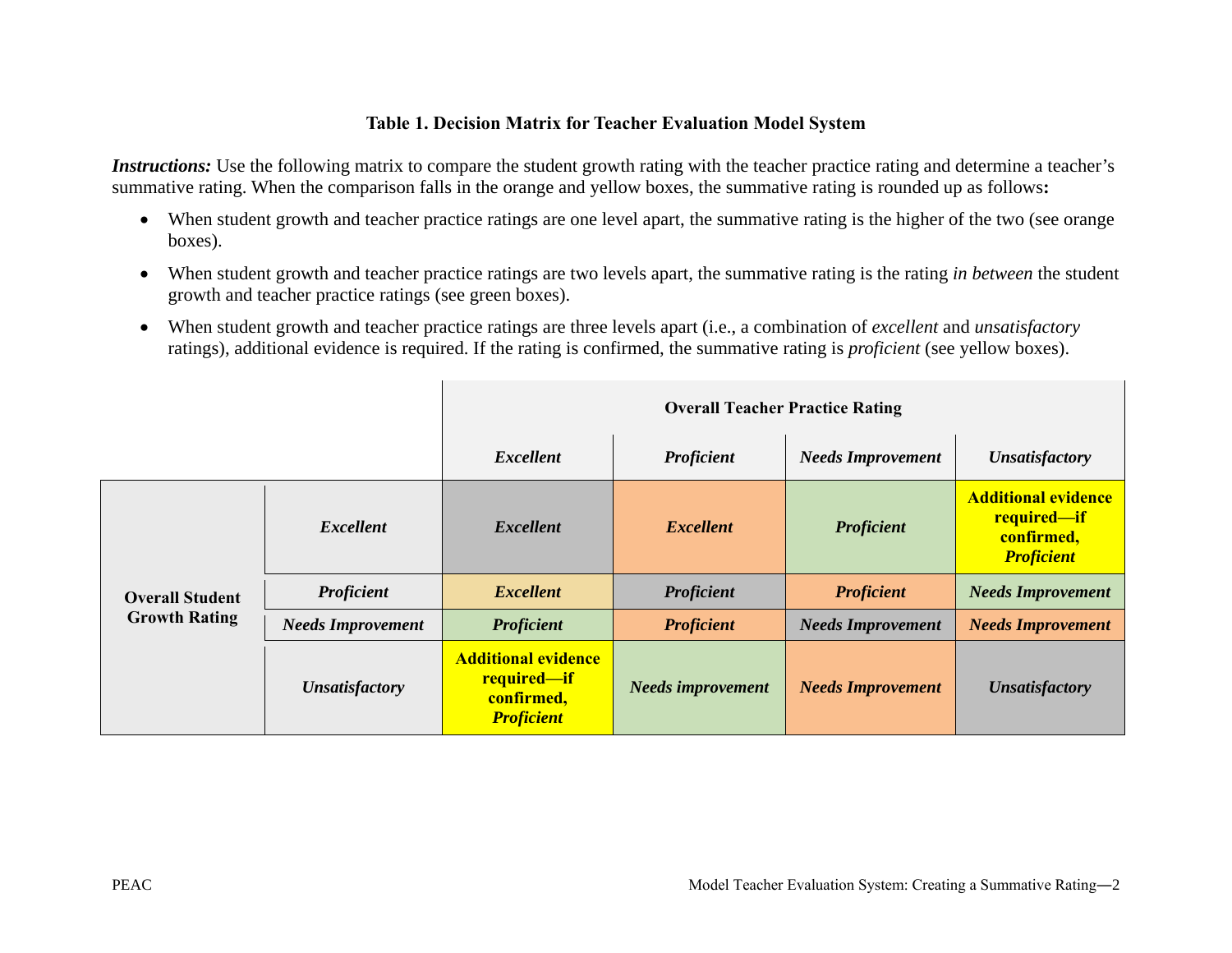**Table 1. Decision Matrix for Teacher Evaluation Model System**

***Instructions:*** Use the following matrix to compare the student growth rating with the teacher practice rating and determine a teacher's summative rating. When the comparison falls in the orange and yellow boxes, the summative rating is rounded up as follows**:**

- When student growth and teacher practice ratings are one level apart, the summative rating is the higher of the two (see orange boxes).
- When student growth and teacher practice ratings are two levels apart, the summative rating is the rating *in between* the student growth and teacher practice ratings (see green boxes).
- When student growth and teacher practice ratings are three levels apart (i.e., a combination of *excellent* and *unsatisfactory* ratings), additional evidence is required. If the rating is confirmed, the summative rating is *proficient* (see yellow boxes).

| | | **Overall Teacher Practice Rating** | | | |
|---|---|---|---|---|---|
| | | ***Excellent*** | ***Proficient*** | ***Needs Improvement*** | ***Unsatisfactory*** |
| **Overall Student Growth Rating** | ***Excellent*** | ***Excellent*** | ***Excellent*** | ***Proficient*** | **Additional evidence required—if confirmed, *Proficient*** |
| | ***Proficient*** | ***Excellent*** | ***Proficient*** | ***Proficient*** | ***Needs Improvement*** |
| | ***Needs Improvement*** | ***Proficient*** | ***Proficient*** | ***Needs Improvement*** | ***Needs Improvement*** |
| | ***Unsatisfactory*** | **Additional evidence required—if confirmed, *Proficient*** | ***Needs improvement*** | ***Needs Improvement*** | ***Unsatisfactory*** |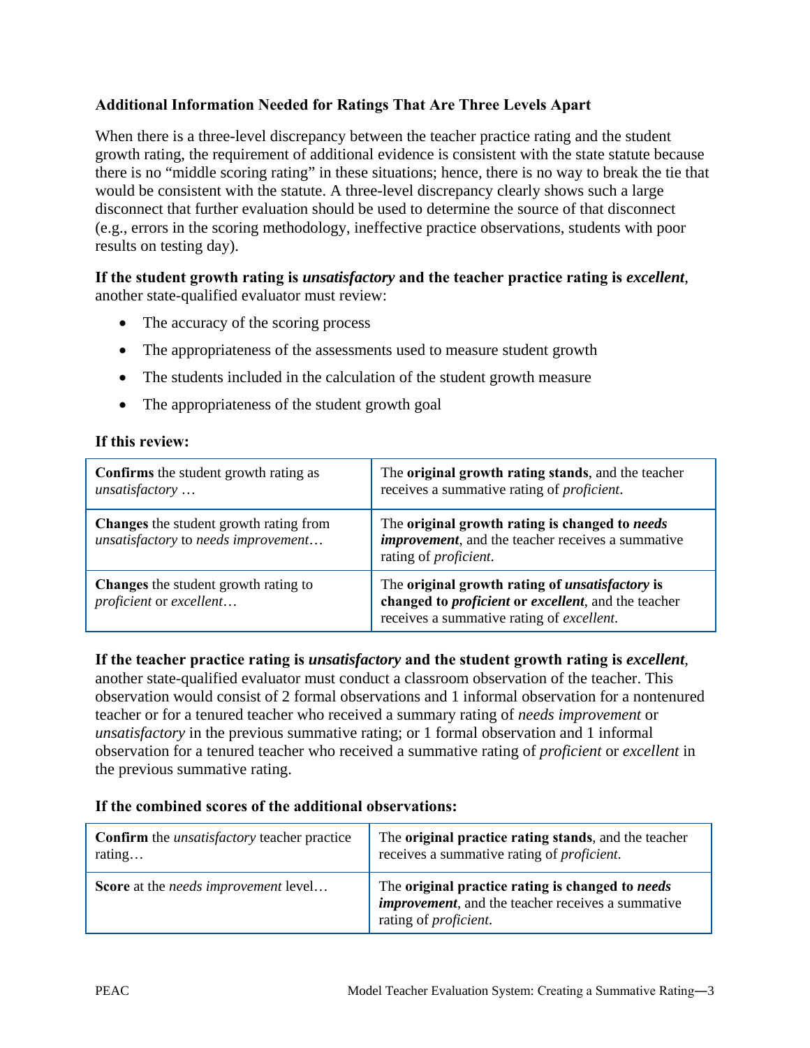### Additional Information Needed for Ratings That Are Three Levels Apart

When there is a three-level discrepancy between the teacher practice rating and the student growth rating, the requirement of additional evidence is consistent with the state statute because there is no "middle scoring rating" in these situations; hence, there is no way to break the tie that would be consistent with the statute. A three-level discrepancy clearly shows such a large disconnect that further evaluation should be used to determine the source of that disconnect (e.g., errors in the scoring methodology, ineffective practice observations, students with poor results on testing day).

**If the student growth rating is *unsatisfactory* and the teacher practice rating is *excellent***, another state-qualified evaluator must review:

- The accuracy of the scoring process
- The appropriateness of the assessments used to measure student growth
- The students included in the calculation of the student growth measure
- The appropriateness of the student growth goal

**If this review:**

| | |
|---|---|
| **Confirms** the student growth rating as *unsatisfactory …* | The **original growth rating stands**, and the teacher receives a summative rating of *proficient*. |
| **Changes** the student growth rating from *unsatisfactory* to *needs improvement…* | The **original growth rating is changed to *needs improvement***, and the teacher receives a summative rating of *proficient*. |
| **Changes** the student growth rating to *proficient* or *excellent…* | The **original growth rating of *unsatisfactory* is changed to *proficient* or *excellent***, and the teacher receives a summative rating of *excellent*. |

**If the teacher practice rating is *unsatisfactory* and the student growth rating is *excellent***, another state-qualified evaluator must conduct a classroom observation of the teacher. This observation would consist of 2 formal observations and 1 informal observation for a nontenured teacher or for a tenured teacher who received a summary rating of *needs improvement* or *unsatisfactory* in the previous summative rating; or 1 formal observation and 1 informal observation for a tenured teacher who received a summative rating of *proficient* or *excellent* in the previous summative rating.

**If the combined scores of the additional observations:**

| | |
|---|---|
| **Confirm** the *unsatisfactory* teacher practice rating… | The **original practice rating stands**, and the teacher receives a summative rating of *proficient*. |
| **Score** at the *needs improvement* level… | The **original practice rating is changed to *needs improvement***, and the teacher receives a summative rating of *proficient*. |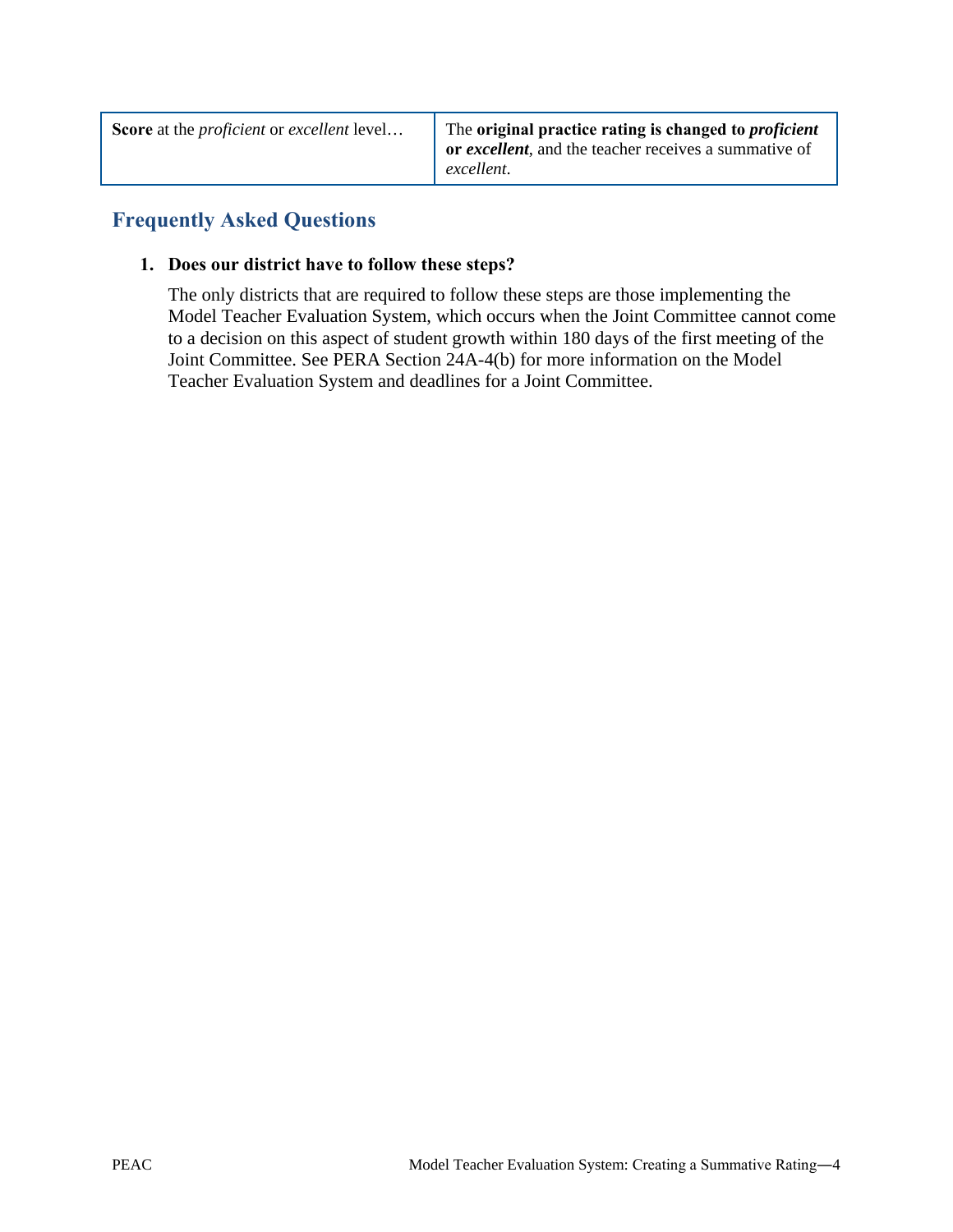| | |
|---|---|
| **Score** at the *proficient* or *excellent* level… | The **original practice rating is changed to *proficient* or *excellent***, and the teacher receives a summative of *excellent*. |

## Frequently Asked Questions

1. **Does our district have to follow these steps?**

   The only districts that are required to follow these steps are those implementing the Model Teacher Evaluation System, which occurs when the Joint Committee cannot come to a decision on this aspect of student growth within 180 days of the first meeting of the Joint Committee. See PERA Section 24A-4(b) for more information on the Model Teacher Evaluation System and deadlines for a Joint Committee.